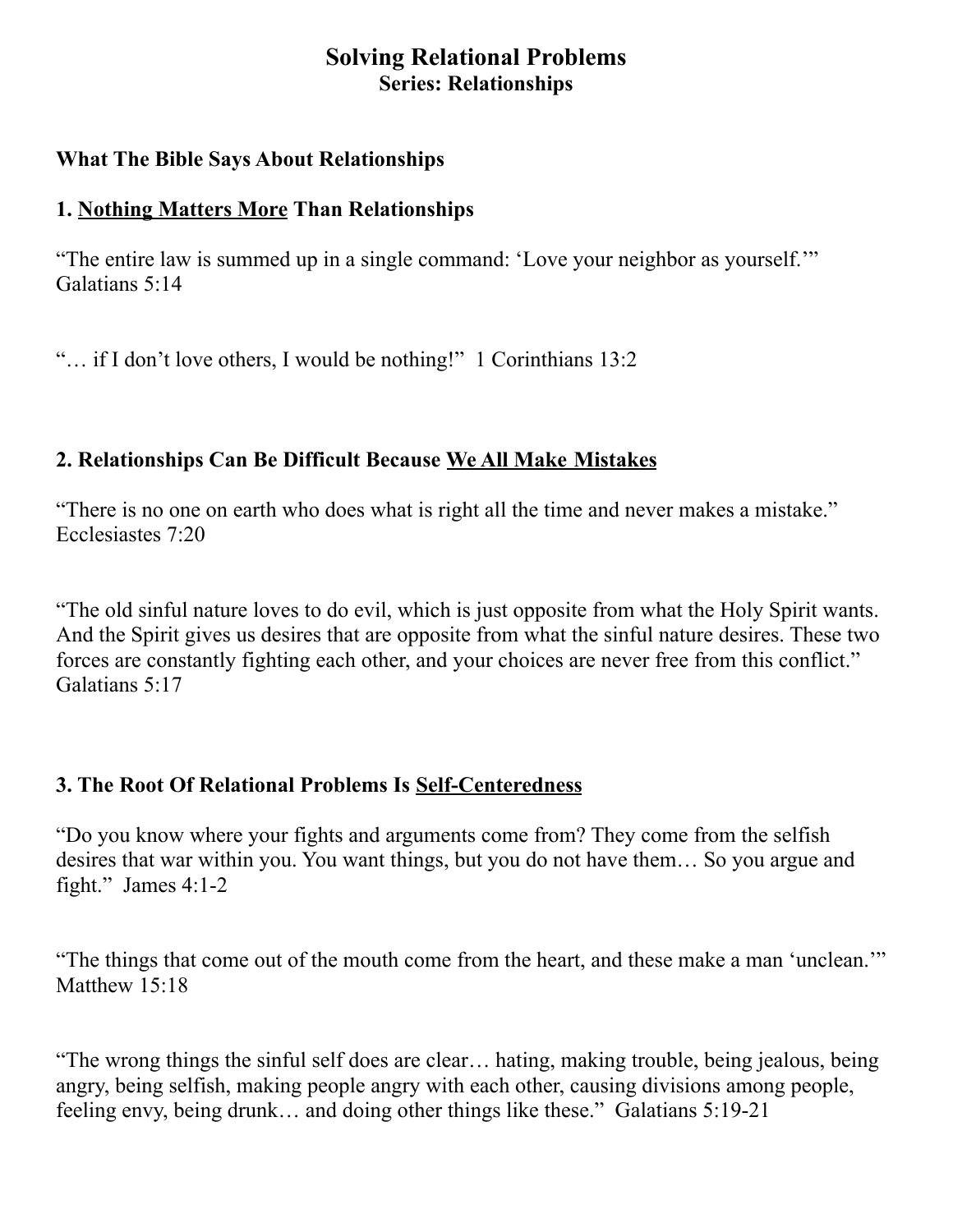# Solving Relational Problems

## Series: Relationships

### What The Bible Says About Relationships

### 1. Nothing Matters More Than Relationships

"The entire law is summed up in a single command: 'Love your neighbor as yourself.'" Galatians 5:14

"… if I don't love others, I would be nothing!" 1 Corinthians 13:2

### 2. Relationships Can Be Difficult Because We All Make Mistakes

"There is no one on earth who does what is right all the time and never makes a mistake." Ecclesiastes 7:20

"The old sinful nature loves to do evil, which is just opposite from what the Holy Spirit wants. And the Spirit gives us desires that are opposite from what the sinful nature desires. These two forces are constantly fighting each other, and your choices are never free from this conflict." Galatians 5:17

### 3. The Root Of Relational Problems Is Self-Centeredness

"Do you know where your fights and arguments come from? They come from the selfish desires that war within you. You want things, but you do not have them… So you argue and fight." James 4:1-2

"The things that come out of the mouth come from the heart, and these make a man 'unclean.'" Matthew 15:18

"The wrong things the sinful self does are clear… hating, making trouble, being jealous, being angry, being selfish, making people angry with each other, causing divisions among people, feeling envy, being drunk… and doing other things like these." Galatians 5:19-21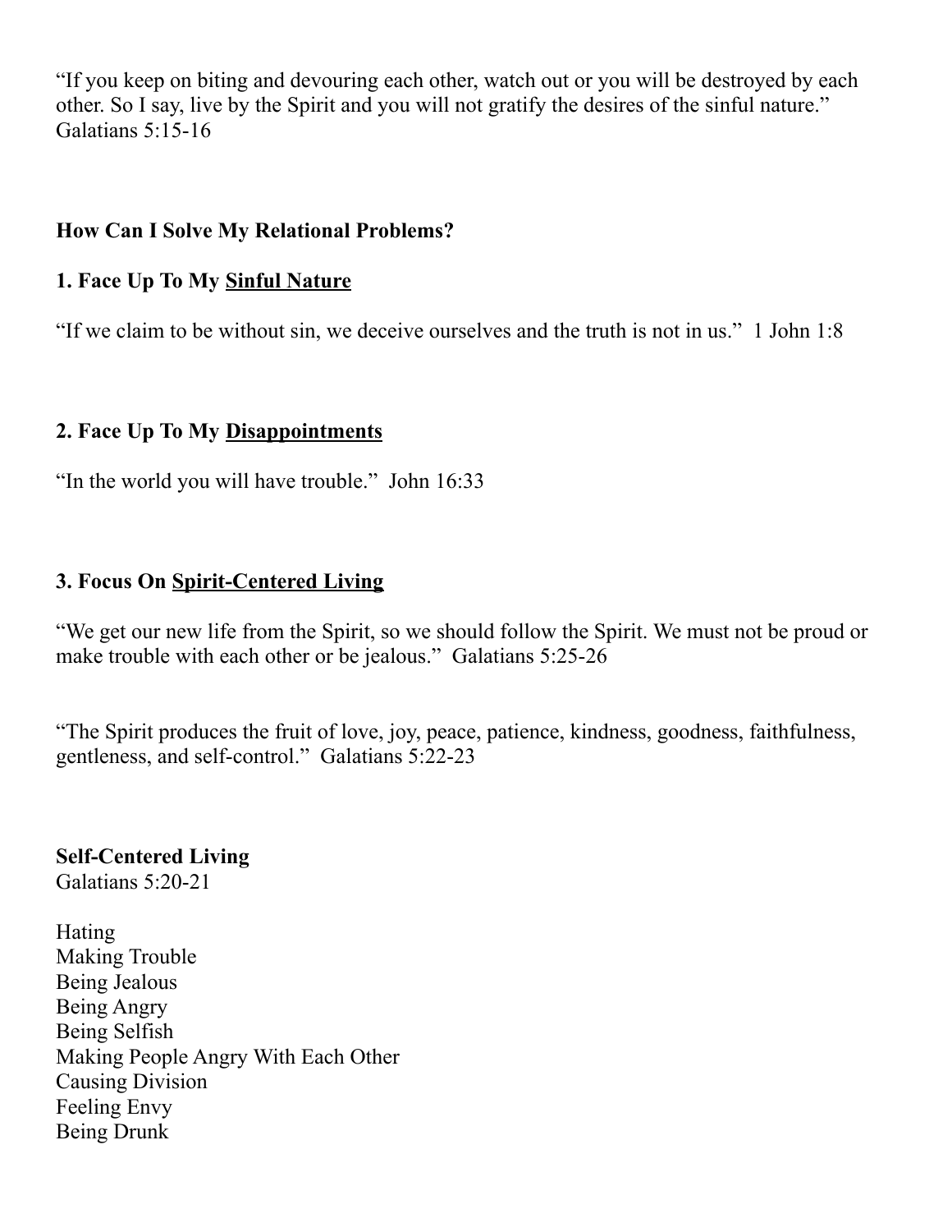“If you keep on biting and devouring each other, watch out or you will be destroyed by each other. So I say, live by the Spirit and you will not gratify the desires of the sinful nature.” Galatians 5:15-16

## How Can I Solve My Relational Problems?

### 1. Face Up To My <u>Sinful Nature</u>

“If we claim to be without sin, we deceive ourselves and the truth is not in us.” 1 John 1:8

### 2. Face Up To My <u>Disappointments</u>

“In the world you will have trouble.” John 16:33

### 3. Focus On <u>Spirit-Centered Living</u>

“We get our new life from the Spirit, so we should follow the Spirit. We must not be proud or make trouble with each other or be jealous.” Galatians 5:25-26

“The Spirit produces the fruit of love, joy, peace, patience, kindness, goodness, faithfulness, gentleness, and self-control.” Galatians 5:22-23

**Self-Centered Living**
Galatians 5:20-21

Hating
Making Trouble
Being Jealous
Being Angry
Being Selfish
Making People Angry With Each Other
Causing Division
Feeling Envy
Being Drunk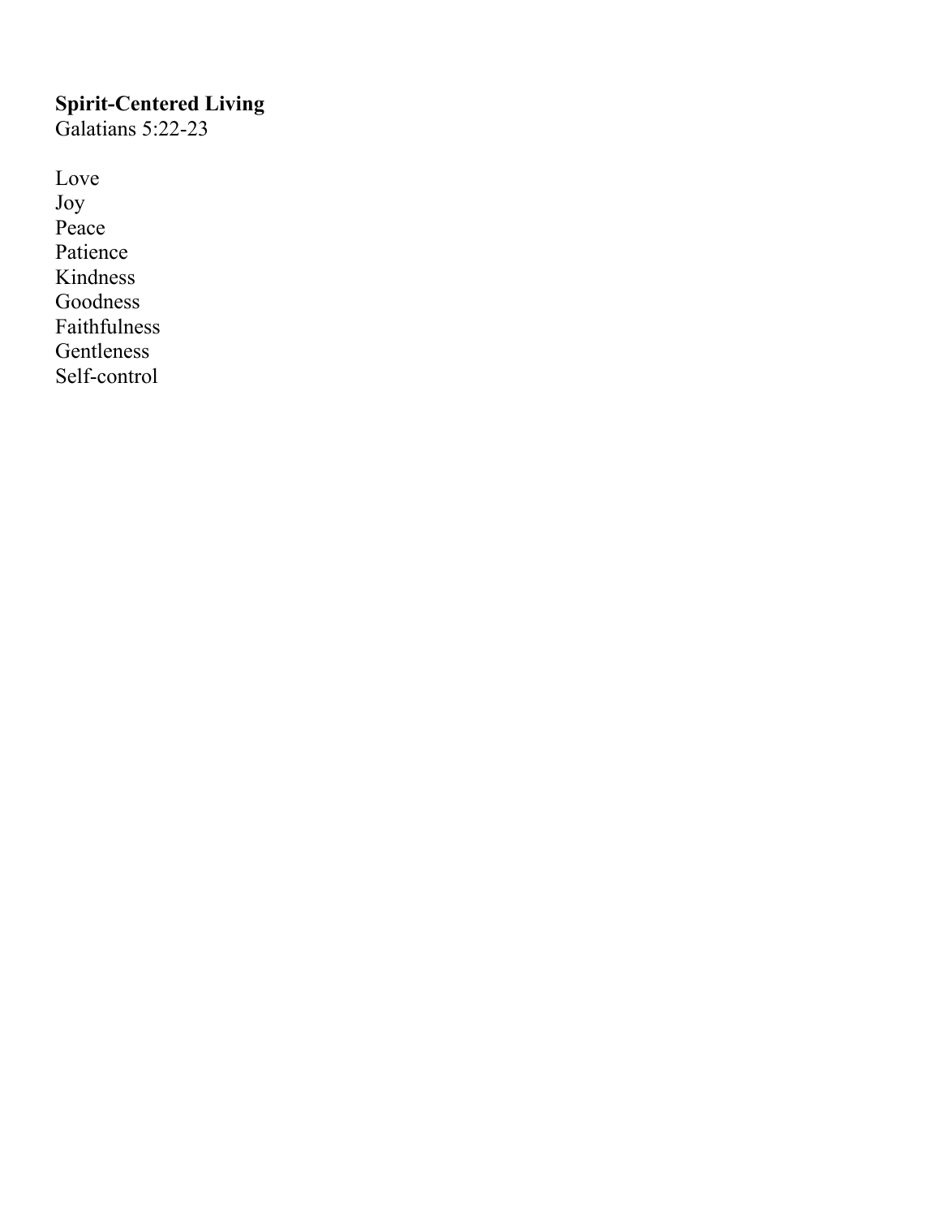**Spirit-Centered Living**
Galatians 5:22-23

Love
Joy
Peace
Patience
Kindness
Goodness
Faithfulness
Gentleness
Self-control